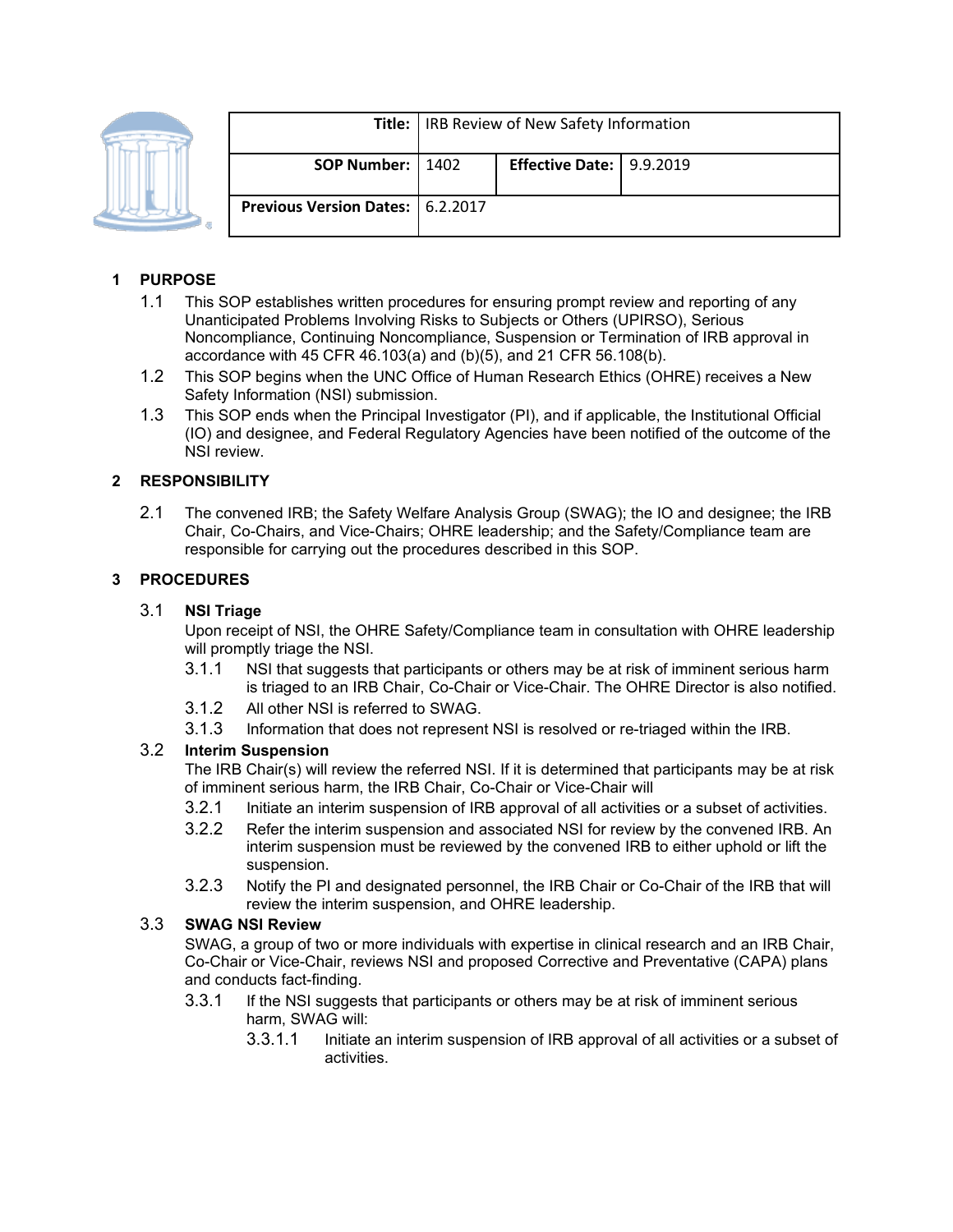| **Title:** | IRB Review of New Safety Information | | |
|---|---|---|---|
| **SOP Number:** | 1402 | **Effective Date:** | 9.9.2019 |
| **Previous Version Dates:** | 6.2.2017 | | |

## 1 PURPOSE

1.1 This SOP establishes written procedures for ensuring prompt review and reporting of any Unanticipated Problems Involving Risks to Subjects or Others (UPIRSO), Serious Noncompliance, Continuing Noncompliance, Suspension or Termination of IRB approval in accordance with 45 CFR 46.103(a) and (b)(5), and 21 CFR 56.108(b).

1.2 This SOP begins when the UNC Office of Human Research Ethics (OHRE) receives a New Safety Information (NSI) submission.

1.3 This SOP ends when the Principal Investigator (PI), and if applicable, the Institutional Official (IO) and designee, and Federal Regulatory Agencies have been notified of the outcome of the NSI review.

## 2 RESPONSIBILITY

2.1 The convened IRB; the Safety Welfare Analysis Group (SWAG); the IO and designee; the IRB Chair, Co-Chairs, and Vice-Chairs; OHRE leadership; and the Safety/Compliance team are responsible for carrying out the procedures described in this SOP.

## 3 PROCEDURES

### 3.1 NSI Triage

Upon receipt of NSI, the OHRE Safety/Compliance team in consultation with OHRE leadership will promptly triage the NSI.

3.1.1 NSI that suggests that participants or others may be at risk of imminent serious harm is triaged to an IRB Chair, Co-Chair or Vice-Chair. The OHRE Director is also notified.

3.1.2 All other NSI is referred to SWAG.

3.1.3 Information that does not represent NSI is resolved or re-triaged within the IRB.

### 3.2 Interim Suspension

The IRB Chair(s) will review the referred NSI. If it is determined that participants may be at risk of imminent serious harm, the IRB Chair, Co-Chair or Vice-Chair will

3.2.1 Initiate an interim suspension of IRB approval of all activities or a subset of activities.

3.2.2 Refer the interim suspension and associated NSI for review by the convened IRB. An interim suspension must be reviewed by the convened IRB to either uphold or lift the suspension.

3.2.3 Notify the PI and designated personnel, the IRB Chair or Co-Chair of the IRB that will review the interim suspension, and OHRE leadership.

### 3.3 SWAG NSI Review

SWAG, a group of two or more individuals with expertise in clinical research and an IRB Chair, Co-Chair or Vice-Chair, reviews NSI and proposed Corrective and Preventative (CAPA) plans and conducts fact-finding.

3.3.1 If the NSI suggests that participants or others may be at risk of imminent serious harm, SWAG will:

3.3.1.1 Initiate an interim suspension of IRB approval of all activities or a subset of activities.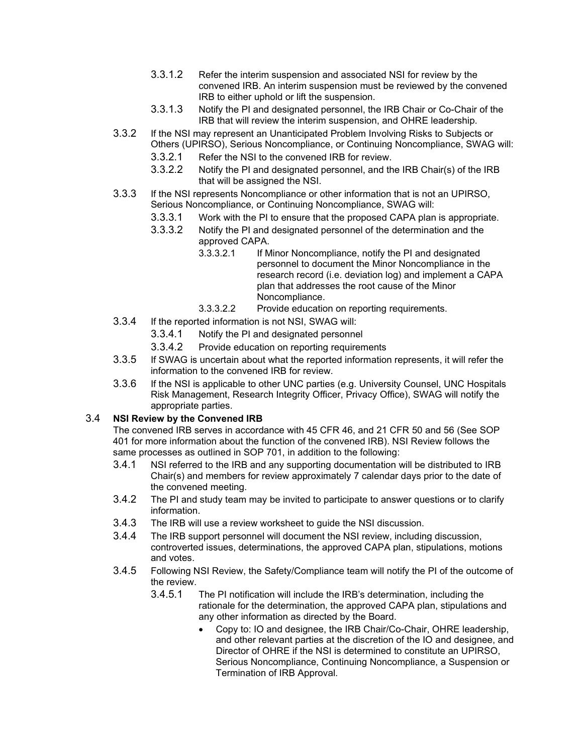3.3.1.2 Refer the interim suspension and associated NSI for review by the convened IRB. An interim suspension must be reviewed by the convened IRB to either uphold or lift the suspension.

3.3.1.3 Notify the PI and designated personnel, the IRB Chair or Co-Chair of the IRB that will review the interim suspension, and OHRE leadership.

3.3.2 If the NSI may represent an Unanticipated Problem Involving Risks to Subjects or Others (UPIRSO), Serious Noncompliance, or Continuing Noncompliance, SWAG will:

3.3.2.1 Refer the NSI to the convened IRB for review.

3.3.2.2 Notify the PI and designated personnel, and the IRB Chair(s) of the IRB that will be assigned the NSI.

3.3.3 If the NSI represents Noncompliance or other information that is not an UPIRSO, Serious Noncompliance, or Continuing Noncompliance, SWAG will:

3.3.3.1 Work with the PI to ensure that the proposed CAPA plan is appropriate.

3.3.3.2 Notify the PI and designated personnel of the determination and the approved CAPA.

3.3.3.2.1 If Minor Noncompliance, notify the PI and designated personnel to document the Minor Noncompliance in the research record (i.e. deviation log) and implement a CAPA plan that addresses the root cause of the Minor Noncompliance.

3.3.3.2.2 Provide education on reporting requirements.

3.3.4 If the reported information is not NSI, SWAG will:

3.3.4.1 Notify the PI and designated personnel

3.3.4.2 Provide education on reporting requirements

3.3.5 If SWAG is uncertain about what the reported information represents, it will refer the information to the convened IRB for review.

3.3.6 If the NSI is applicable to other UNC parties (e.g. University Counsel, UNC Hospitals Risk Management, Research Integrity Officer, Privacy Office), SWAG will notify the appropriate parties.

3.4 **NSI Review by the Convened IRB**

The convened IRB serves in accordance with 45 CFR 46, and 21 CFR 50 and 56 (See SOP 401 for more information about the function of the convened IRB). NSI Review follows the same processes as outlined in SOP 701, in addition to the following:

3.4.1 NSI referred to the IRB and any supporting documentation will be distributed to IRB Chair(s) and members for review approximately 7 calendar days prior to the date of the convened meeting.

3.4.2 The PI and study team may be invited to participate to answer questions or to clarify information.

3.4.3 The IRB will use a review worksheet to guide the NSI discussion.

3.4.4 The IRB support personnel will document the NSI review, including discussion, controverted issues, determinations, the approved CAPA plan, stipulations, motions and votes.

3.4.5 Following NSI Review, the Safety/Compliance team will notify the PI of the outcome of the review.

3.4.5.1 The PI notification will include the IRB's determination, including the rationale for the determination, the approved CAPA plan, stipulations and any other information as directed by the Board.

- Copy to: IO and designee, the IRB Chair/Co-Chair, OHRE leadership, and other relevant parties at the discretion of the IO and designee, and Director of OHRE if the NSI is determined to constitute an UPIRSO, Serious Noncompliance, Continuing Noncompliance, a Suspension or Termination of IRB Approval.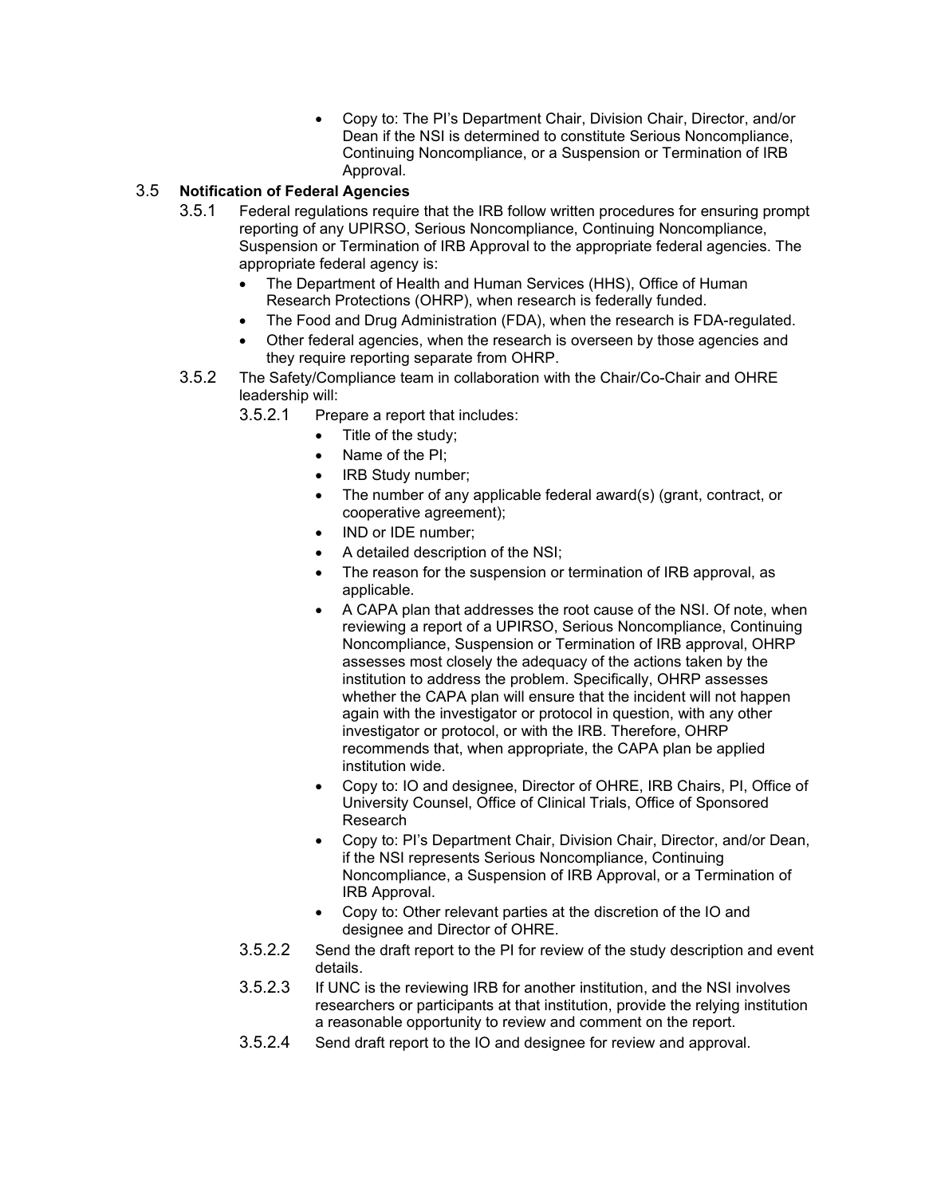- Copy to: The PI's Department Chair, Division Chair, Director, and/or Dean if the NSI is determined to constitute Serious Noncompliance, Continuing Noncompliance, or a Suspension or Termination of IRB Approval.

3.5 **Notification of Federal Agencies**

3.5.1 Federal regulations require that the IRB follow written procedures for ensuring prompt reporting of any UPIRSO, Serious Noncompliance, Continuing Noncompliance, Suspension or Termination of IRB Approval to the appropriate federal agencies. The appropriate federal agency is:

- The Department of Health and Human Services (HHS), Office of Human Research Protections (OHRP), when research is federally funded.
- The Food and Drug Administration (FDA), when the research is FDA-regulated.
- Other federal agencies, when the research is overseen by those agencies and they require reporting separate from OHRP.

3.5.2 The Safety/Compliance team in collaboration with the Chair/Co-Chair and OHRE leadership will:

3.5.2.1 Prepare a report that includes:

- Title of the study;
- Name of the PI;
- IRB Study number;
- The number of any applicable federal award(s) (grant, contract, or cooperative agreement);
- IND or IDE number;
- A detailed description of the NSI;
- The reason for the suspension or termination of IRB approval, as applicable.
- A CAPA plan that addresses the root cause of the NSI. Of note, when reviewing a report of a UPIRSO, Serious Noncompliance, Continuing Noncompliance, Suspension or Termination of IRB approval, OHRP assesses most closely the adequacy of the actions taken by the institution to address the problem. Specifically, OHRP assesses whether the CAPA plan will ensure that the incident will not happen again with the investigator or protocol in question, with any other investigator or protocol, or with the IRB. Therefore, OHRP recommends that, when appropriate, the CAPA plan be applied institution wide.
- Copy to: IO and designee, Director of OHRE, IRB Chairs, PI, Office of University Counsel, Office of Clinical Trials, Office of Sponsored Research
- Copy to: PI's Department Chair, Division Chair, Director, and/or Dean, if the NSI represents Serious Noncompliance, Continuing Noncompliance, a Suspension of IRB Approval, or a Termination of IRB Approval.
- Copy to: Other relevant parties at the discretion of the IO and designee and Director of OHRE.

3.5.2.2 Send the draft report to the PI for review of the study description and event details.

3.5.2.3 If UNC is the reviewing IRB for another institution, and the NSI involves researchers or participants at that institution, provide the relying institution a reasonable opportunity to review and comment on the report.

3.5.2.4 Send draft report to the IO and designee for review and approval.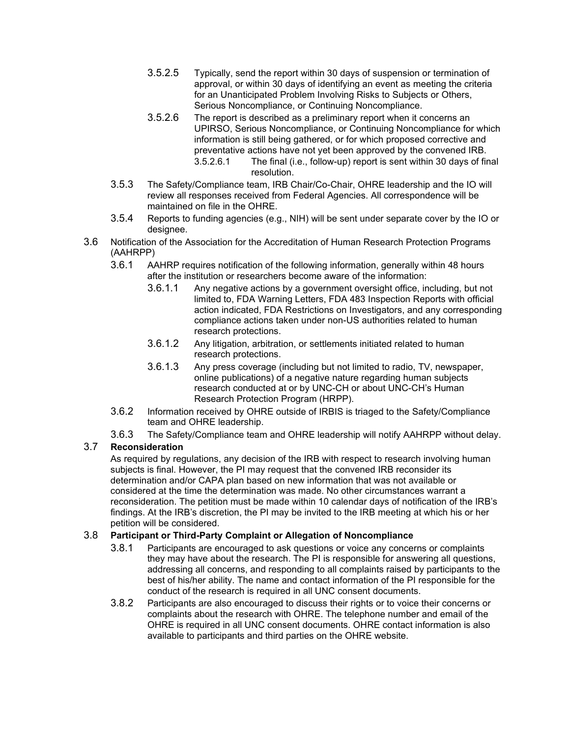- 3.5.2.5 Typically, send the report within 30 days of suspension or termination of approval, or within 30 days of identifying an event as meeting the criteria for an Unanticipated Problem Involving Risks to Subjects or Others, Serious Noncompliance, or Continuing Noncompliance.
- 3.5.2.6 The report is described as a preliminary report when it concerns an UPIRSO, Serious Noncompliance, or Continuing Noncompliance for which information is still being gathered, or for which proposed corrective and preventative actions have not yet been approved by the convened IRB.
  - 3.5.2.6.1 The final (i.e., follow-up) report is sent within 30 days of final resolution.

3.5.3 The Safety/Compliance team, IRB Chair/Co-Chair, OHRE leadership and the IO will review all responses received from Federal Agencies. All correspondence will be maintained on file in the OHRE.

3.5.4 Reports to funding agencies (e.g., NIH) will be sent under separate cover by the IO or designee.

3.6 Notification of the Association for the Accreditation of Human Research Protection Programs (AAHRPP)

3.6.1 AAHRP requires notification of the following information, generally within 48 hours after the institution or researchers become aware of the information:

- 3.6.1.1 Any negative actions by a government oversight office, including, but not limited to, FDA Warning Letters, FDA 483 Inspection Reports with official action indicated, FDA Restrictions on Investigators, and any corresponding compliance actions taken under non-US authorities related to human research protections.
- 3.6.1.2 Any litigation, arbitration, or settlements initiated related to human research protections.
- 3.6.1.3 Any press coverage (including but not limited to radio, TV, newspaper, online publications) of a negative nature regarding human subjects research conducted at or by UNC-CH or about UNC-CH's Human Research Protection Program (HRPP).

3.6.2 Information received by OHRE outside of IRBIS is triaged to the Safety/Compliance team and OHRE leadership.

3.6.3 The Safety/Compliance team and OHRE leadership will notify AAHRPP without delay.

### 3.7 Reconsideration

As required by regulations, any decision of the IRB with respect to research involving human subjects is final. However, the PI may request that the convened IRB reconsider its determination and/or CAPA plan based on new information that was not available or considered at the time the determination was made. No other circumstances warrant a reconsideration. The petition must be made within 10 calendar days of notification of the IRB's findings. At the IRB's discretion, the PI may be invited to the IRB meeting at which his or her petition will be considered.

### 3.8 Participant or Third-Party Complaint or Allegation of Noncompliance

3.8.1 Participants are encouraged to ask questions or voice any concerns or complaints they may have about the research. The PI is responsible for answering all questions, addressing all concerns, and responding to all complaints raised by participants to the best of his/her ability. The name and contact information of the PI responsible for the conduct of the research is required in all UNC consent documents.

3.8.2 Participants are also encouraged to discuss their rights or to voice their concerns or complaints about the research with OHRE. The telephone number and email of the OHRE is required in all UNC consent documents. OHRE contact information is also available to participants and third parties on the OHRE website.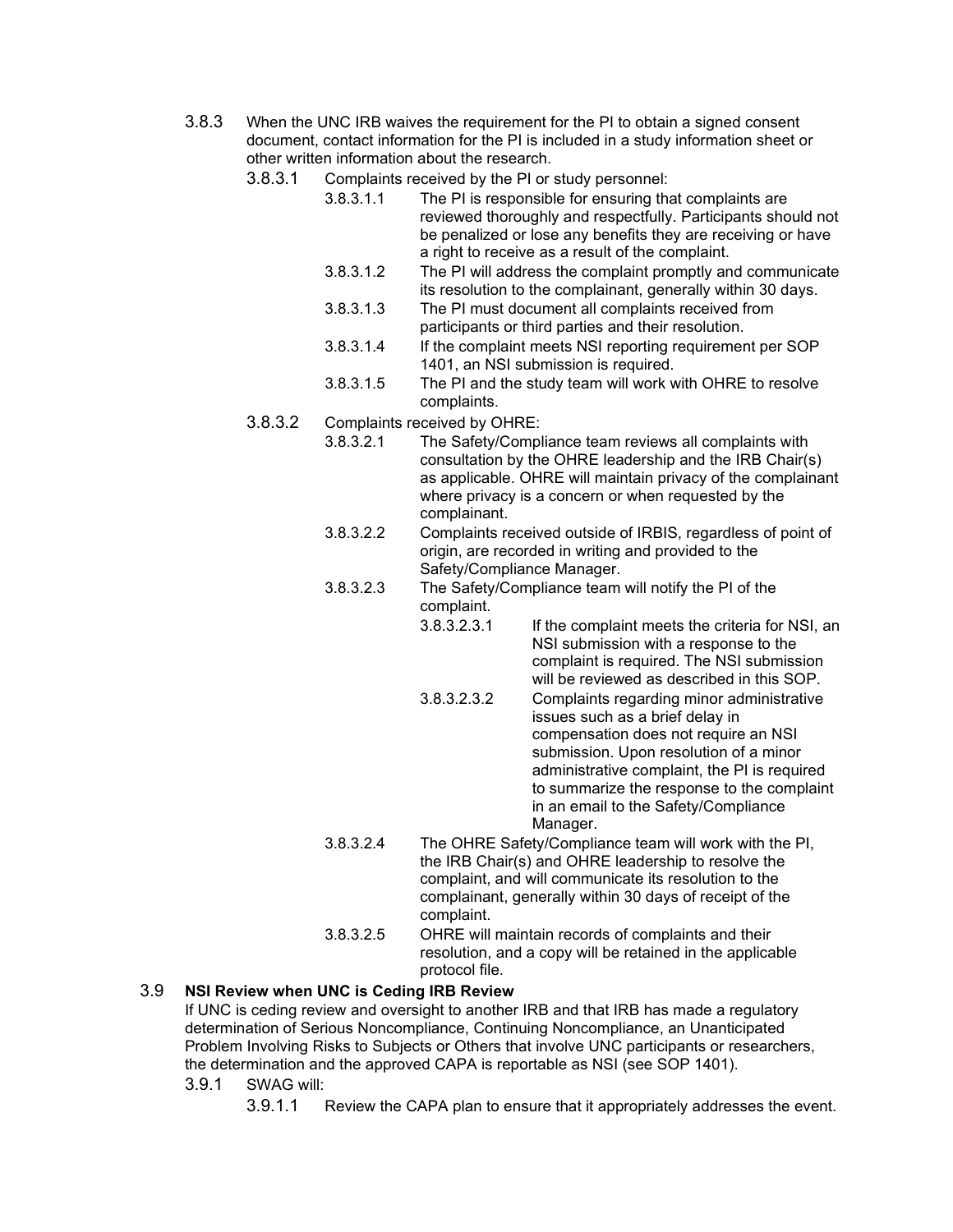3.8.3 When the UNC IRB waives the requirement for the PI to obtain a signed consent document, contact information for the PI is included in a study information sheet or other written information about the research.

3.8.3.1 Complaints received by the PI or study personnel:

3.8.3.1.1 The PI is responsible for ensuring that complaints are reviewed thoroughly and respectfully. Participants should not be penalized or lose any benefits they are receiving or have a right to receive as a result of the complaint.

3.8.3.1.2 The PI will address the complaint promptly and communicate its resolution to the complainant, generally within 30 days.

3.8.3.1.3 The PI must document all complaints received from participants or third parties and their resolution.

3.8.3.1.4 If the complaint meets NSI reporting requirement per SOP 1401, an NSI submission is required.

3.8.3.1.5 The PI and the study team will work with OHRE to resolve complaints.

3.8.3.2 Complaints received by OHRE:

3.8.3.2.1 The Safety/Compliance team reviews all complaints with consultation by the OHRE leadership and the IRB Chair(s) as applicable. OHRE will maintain privacy of the complainant where privacy is a concern or when requested by the complainant.

3.8.3.2.2 Complaints received outside of IRBIS, regardless of point of origin, are recorded in writing and provided to the Safety/Compliance Manager.

3.8.3.2.3 The Safety/Compliance team will notify the PI of the complaint.

3.8.3.2.3.1 If the complaint meets the criteria for NSI, an NSI submission with a response to the complaint is required. The NSI submission will be reviewed as described in this SOP.

3.8.3.2.3.2 Complaints regarding minor administrative issues such as a brief delay in compensation does not require an NSI submission. Upon resolution of a minor administrative complaint, the PI is required to summarize the response to the complaint in an email to the Safety/Compliance Manager.

3.8.3.2.4 The OHRE Safety/Compliance team will work with the PI, the IRB Chair(s) and OHRE leadership to resolve the complaint, and will communicate its resolution to the complainant, generally within 30 days of receipt of the complaint.

3.8.3.2.5 OHRE will maintain records of complaints and their resolution, and a copy will be retained in the applicable protocol file.

## 3.9 NSI Review when UNC is Ceding IRB Review

If UNC is ceding review and oversight to another IRB and that IRB has made a regulatory determination of Serious Noncompliance, Continuing Noncompliance, an Unanticipated Problem Involving Risks to Subjects or Others that involve UNC participants or researchers, the determination and the approved CAPA is reportable as NSI (see SOP 1401).

3.9.1 SWAG will:

3.9.1.1 Review the CAPA plan to ensure that it appropriately addresses the event.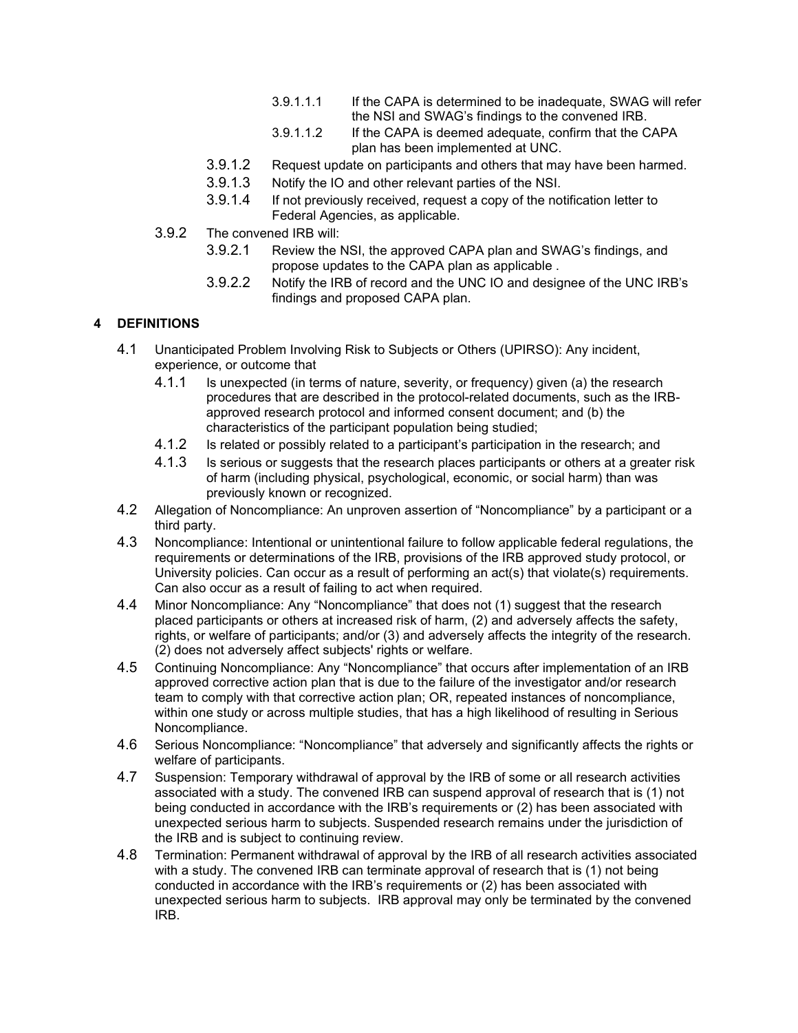- 3.9.1.1.1 If the CAPA is determined to be inadequate, SWAG will refer the NSI and SWAG's findings to the convened IRB.
- 3.9.1.1.2 If the CAPA is deemed adequate, confirm that the CAPA plan has been implemented at UNC.

- 3.9.1.2 Request update on participants and others that may have been harmed.
- 3.9.1.3 Notify the IO and other relevant parties of the NSI.
- 3.9.1.4 If not previously received, request a copy of the notification letter to Federal Agencies, as applicable.

3.9.2 The convened IRB will:

- 3.9.2.1 Review the NSI, the approved CAPA plan and SWAG's findings, and propose updates to the CAPA plan as applicable .
- 3.9.2.2 Notify the IRB of record and the UNC IO and designee of the UNC IRB's findings and proposed CAPA plan.

## 4 DEFINITIONS

4.1 Unanticipated Problem Involving Risk to Subjects or Others (UPIRSO): Any incident, experience, or outcome that

- 4.1.1 Is unexpected (in terms of nature, severity, or frequency) given (a) the research procedures that are described in the protocol-related documents, such as the IRB-approved research protocol and informed consent document; and (b) the characteristics of the participant population being studied;
- 4.1.2 Is related or possibly related to a participant's participation in the research; and
- 4.1.3 Is serious or suggests that the research places participants or others at a greater risk of harm (including physical, psychological, economic, or social harm) than was previously known or recognized.

4.2 Allegation of Noncompliance: An unproven assertion of "Noncompliance" by a participant or a third party.

4.3 Noncompliance: Intentional or unintentional failure to follow applicable federal regulations, the requirements or determinations of the IRB, provisions of the IRB approved study protocol, or University policies. Can occur as a result of performing an act(s) that violate(s) requirements. Can also occur as a result of failing to act when required.

4.4 Minor Noncompliance: Any "Noncompliance" that does not (1) suggest that the research placed participants or others at increased risk of harm, (2) and adversely affects the safety, rights, or welfare of participants; and/or (3) and adversely affects the integrity of the research. (2) does not adversely affect subjects' rights or welfare.

4.5 Continuing Noncompliance: Any "Noncompliance" that occurs after implementation of an IRB approved corrective action plan that is due to the failure of the investigator and/or research team to comply with that corrective action plan; OR, repeated instances of noncompliance, within one study or across multiple studies, that has a high likelihood of resulting in Serious Noncompliance.

4.6 Serious Noncompliance: "Noncompliance" that adversely and significantly affects the rights or welfare of participants.

4.7 Suspension: Temporary withdrawal of approval by the IRB of some or all research activities associated with a study. The convened IRB can suspend approval of research that is (1) not being conducted in accordance with the IRB's requirements or (2) has been associated with unexpected serious harm to subjects. Suspended research remains under the jurisdiction of the IRB and is subject to continuing review.

4.8 Termination: Permanent withdrawal of approval by the IRB of all research activities associated with a study. The convened IRB can terminate approval of research that is (1) not being conducted in accordance with the IRB's requirements or (2) has been associated with unexpected serious harm to subjects. IRB approval may only be terminated by the convened IRB.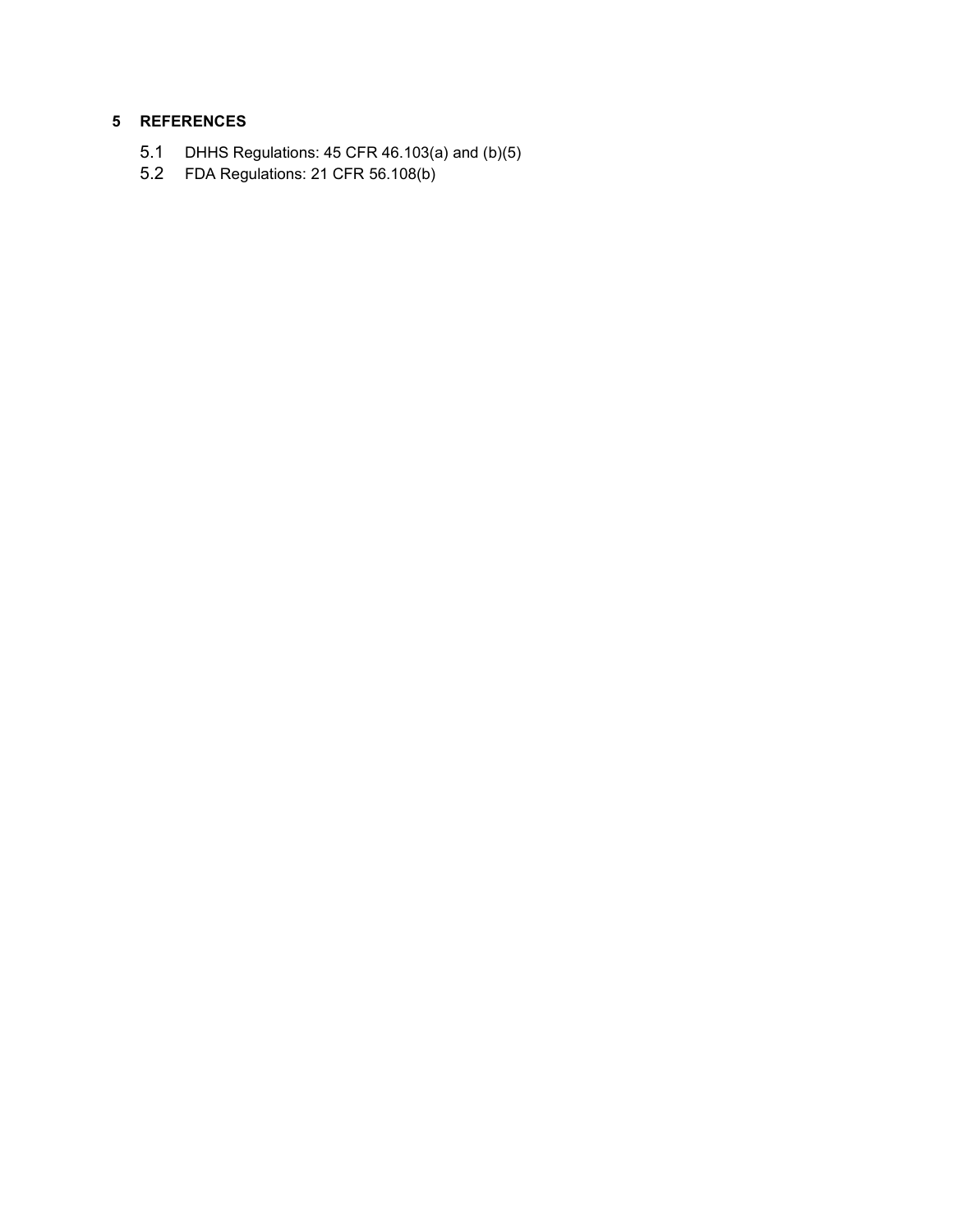## 5 REFERENCES

5.1 DHHS Regulations: 45 CFR 46.103(a) and (b)(5)

5.2 FDA Regulations: 21 CFR 56.108(b)